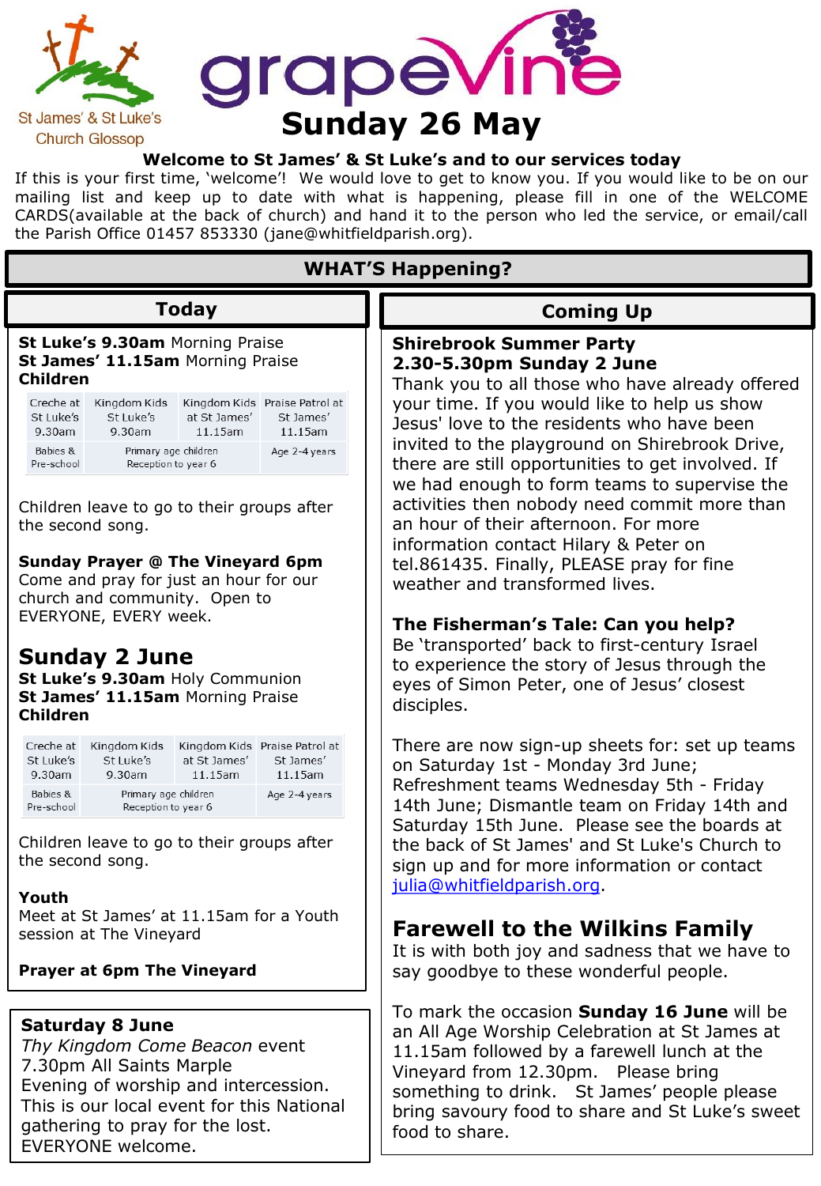St James' & St Luke's Church Glossop

# grapeVine

## Sunday 26 May

**Welcome to St James' & St Luke's and to our services today**

If this is your first time, 'welcome'! We would love to get to know you. If you would like to be on our mailing list and keep up to date with what is happening, please fill in one of the WELCOME CARDS(available at the back of church) and hand it to the person who led the service, or email/call the Parish Office 01457 853330 (jane@whitfieldparish.org).

## WHAT'S Happening?

### Today

**St Luke's 9.30am** Morning Praise
**St James' 11.15am** Morning Praise
**Children**

| Creche at St Luke's 9.30am | Kingdom Kids St Luke's 9.30am | Kingdom Kids at St James' 11.15am | Praise Patrol at St James' 11.15am |
|---|---|---|---|
| Babies & Pre-school | Primary age children Reception to year 6 | | Age 2-4 years |

Children leave to go to their groups after the second song.

**Sunday Prayer @ The Vineyard 6pm**
Come and pray for just an hour for our church and community. Open to EVERYONE, EVERY week.

## Sunday 2 June

**St Luke's 9.30am** Holy Communion
**St James' 11.15am** Morning Praise
**Children**

| Creche at St Luke's 9.30am | Kingdom Kids St Luke's 9.30am | Kingdom Kids at St James' 11.15am | Praise Patrol at St James' 11.15am |
|---|---|---|---|
| Babies & Pre-school | Primary age children Reception to year 6 | | Age 2-4 years |

Children leave to go to their groups after the second song.

**Youth**
Meet at St James' at 11.15am for a Youth session at The Vineyard

**Prayer at 6pm The Vineyard**

**Saturday 8 June**
*Thy Kingdom Come Beacon* event
7.30pm All Saints Marple
Evening of worship and intercession. This is our local event for this National gathering to pray for the lost. EVERYONE welcome.

### Coming Up

**Shirebrook Summer Party**
**2.30-5.30pm Sunday 2 June**
Thank you to all those who have already offered your time. If you would like to help us show Jesus' love to the residents who have been invited to the playground on Shirebrook Drive, there are still opportunities to get involved. If we had enough to form teams to supervise the activities then nobody need commit more than an hour of their afternoon. For more information contact Hilary & Peter on tel.861435. Finally, PLEASE pray for fine weather and transformed lives.

**The Fisherman's Tale: Can you help?**
Be 'transported' back to first-century Israel to experience the story of Jesus through the eyes of Simon Peter, one of Jesus' closest disciples.

There are now sign-up sheets for: set up teams on Saturday 1st - Monday 3rd June; Refreshment teams Wednesday 5th - Friday 14th June; Dismantle team on Friday 14th and Saturday 15th June. Please see the boards at the back of St James' and St Luke's Church to sign up and for more information or contact julia@whitfieldparish.org.

## Farewell to the Wilkins Family

It is with both joy and sadness that we have to say goodbye to these wonderful people.

To mark the occasion **Sunday 16 June** will be an All Age Worship Celebration at St James at 11.15am followed by a farewell lunch at the Vineyard from 12.30pm. Please bring something to drink. St James' people please bring savoury food to share and St Luke's sweet food to share.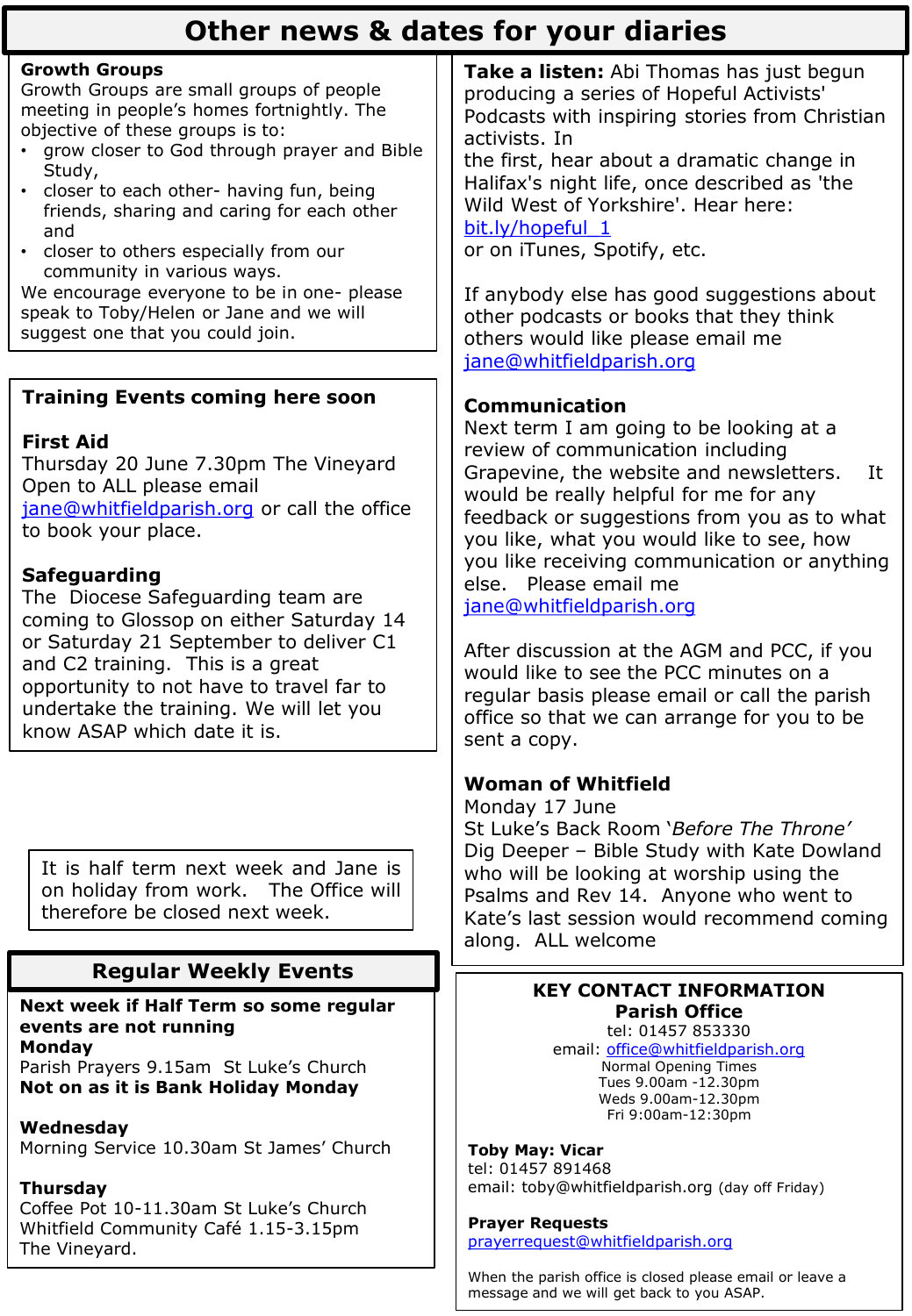# Other news & dates for your diaries

**Growth Groups**

Growth Groups are small groups of people meeting in people's homes fortnightly. The objective of these groups is to:

- grow closer to God through prayer and Bible Study,
- closer to each other- having fun, being friends, sharing and caring for each other and
- closer to others especially from our community in various ways.

We encourage everyone to be in one- please speak to Toby/Helen or Jane and we will suggest one that you could join.

**Training Events coming here soon**

**First Aid**

Thursday 20 June 7.30pm The Vineyard

Open to ALL please email jane@whitfieldparish.org or call the office to book your place.

**Safeguarding**

The Diocese Safeguarding team are coming to Glossop on either Saturday 14 or Saturday 21 September to deliver C1 and C2 training. This is a great opportunity to not have to travel far to undertake the training. We will let you know ASAP which date it is.

It is half term next week and Jane is on holiday from work. The Office will therefore be closed next week.

## Regular Weekly Events

**Next week if Half Term so some regular events are not running**

**Monday**

Parish Prayers 9.15am St Luke's Church

**Not on as it is Bank Holiday Monday**

**Wednesday**

Morning Service 10.30am St James' Church

**Thursday**

Coffee Pot 10-11.30am St Luke's Church

Whitfield Community Café 1.15-3.15pm The Vineyard.

**Take a listen:** Abi Thomas has just begun producing a series of Hopeful Activists' Podcasts with inspiring stories from Christian activists. In the first, hear about a dramatic change in Halifax's night life, once described as 'the Wild West of Yorkshire'. Hear here: bit.ly/hopeful_1 or on iTunes, Spotify, etc.

If anybody else has good suggestions about other podcasts or books that they think others would like please email me jane@whitfieldparish.org

**Communication**

Next term I am going to be looking at a review of communication including Grapevine, the website and newsletters. It would be really helpful for me for any feedback or suggestions from you as to what you like, what you would like to see, how you like receiving communication or anything else. Please email me jane@whitfieldparish.org

After discussion at the AGM and PCC, if you would like to see the PCC minutes on a regular basis please email or call the parish office so that we can arrange for you to be sent a copy.

**Woman of Whitfield**

Monday 17 June

St Luke's Back Room '*Before The Throne'*

Dig Deeper – Bible Study with Kate Dowland who will be looking at worship using the Psalms and Rev 14. Anyone who went to Kate's last session would recommend coming along. ALL welcome

**KEY CONTACT INFORMATION**

**Parish Office**

tel: 01457 853330

email: office@whitfieldparish.org

Normal Opening Times

Tues 9.00am -12.30pm

Weds 9.00am-12.30pm

Fri 9:00am-12:30pm

**Toby May: Vicar**

tel: 01457 891468

email: toby@whitfieldparish.org (day off Friday)

**Prayer Requests**

prayerrequest@whitfieldparish.org

When the parish office is closed please email or leave a message and we will get back to you ASAP.